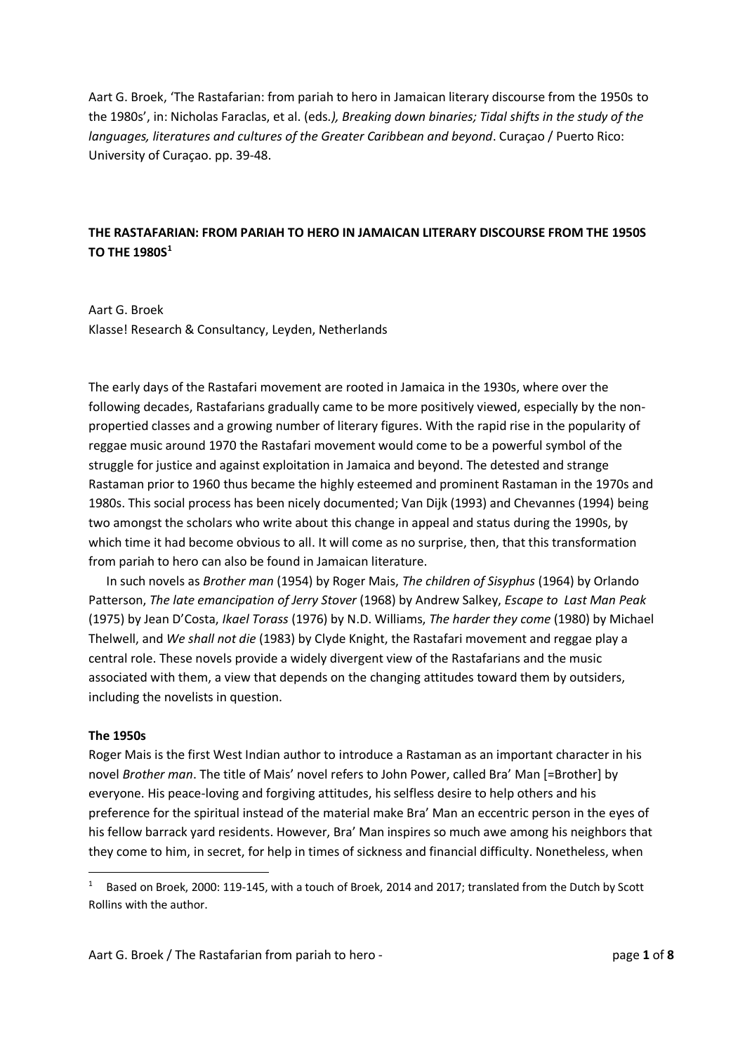Aart G. Broek, 'The Rastafarian: from pariah to hero in Jamaican literary discourse from the 1950s to the 1980s', in: Nicholas Faraclas, et al. (eds*.), Breaking down binaries; Tidal shifts in the study of the languages, literatures and cultures of the Greater Caribbean and beyond*. Curaçao / Puerto Rico: University of Curaçao. pp. 39-48.

# THE RASTAFARIAN: FROM PARIAH TO HERO IN JAMAICAN LITERARY DISCOURSE FROM THE 1950S TO THE 1980S[1]

Aart G. Broek
Klasse! Research & Consultancy, Leyden, Netherlands

The early days of the Rastafari movement are rooted in Jamaica in the 1930s, where over the following decades, Rastafarians gradually came to be more positively viewed, especially by the non-propertied classes and a growing number of literary figures. With the rapid rise in the popularity of reggae music around 1970 the Rastafari movement would come to be a powerful symbol of the struggle for justice and against exploitation in Jamaica and beyond. The detested and strange Rastaman prior to 1960 thus became the highly esteemed and prominent Rastaman in the 1970s and 1980s. This social process has been nicely documented; Van Dijk (1993) and Chevannes (1994) being two amongst the scholars who write about this change in appeal and status during the 1990s, by which time it had become obvious to all. It will come as no surprise, then, that this transformation from pariah to hero can also be found in Jamaican literature.

In such novels as *Brother man* (1954) by Roger Mais, *The children of Sisyphus* (1964) by Orlando Patterson, *The late emancipation of Jerry Stover* (1968) by Andrew Salkey, *Escape to Last Man Peak* (1975) by Jean D'Costa, *Ikael Torass* (1976) by N.D. Williams, *The harder they come* (1980) by Michael Thelwell, and *We shall not die* (1983) by Clyde Knight, the Rastafari movement and reggae play a central role. These novels provide a widely divergent view of the Rastafarians and the music associated with them, a view that depends on the changing attitudes toward them by outsiders, including the novelists in question.

## The 1950s

Roger Mais is the first West Indian author to introduce a Rastaman as an important character in his novel *Brother man*. The title of Mais' novel refers to John Power, called Bra' Man [=Brother] by everyone. His peace-loving and forgiving attitudes, his selfless desire to help others and his preference for the spiritual instead of the material make Bra' Man an eccentric person in the eyes of his fellow barrack yard residents. However, Bra' Man inspires so much awe among his neighbors that they come to him, in secret, for help in times of sickness and financial difficulty. Nonetheless, when

---

[1] Based on Broek, 2000: 119-145, with a touch of Broek, 2014 and 2017; translated from the Dutch by Scott Rollins with the author.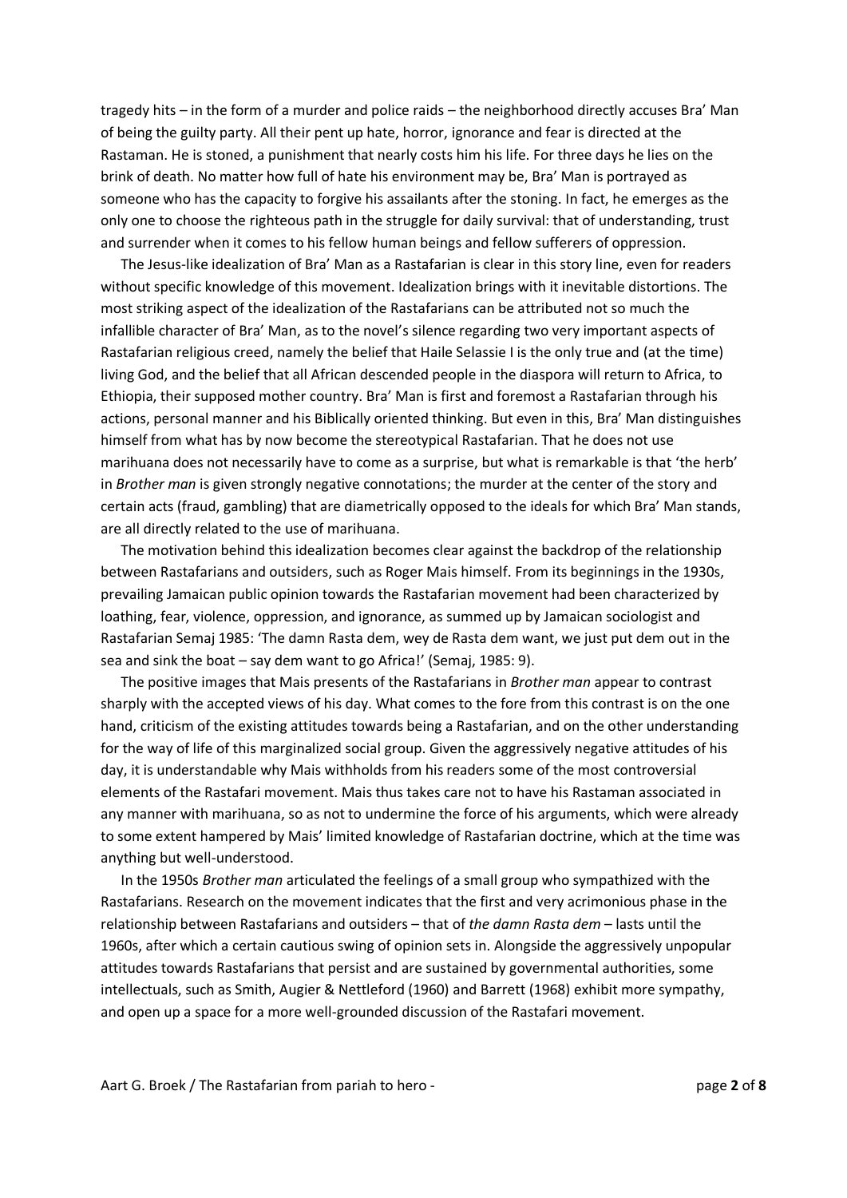tragedy hits – in the form of a murder and police raids – the neighborhood directly accuses Bra' Man of being the guilty party. All their pent up hate, horror, ignorance and fear is directed at the Rastaman. He is stoned, a punishment that nearly costs him his life. For three days he lies on the brink of death. No matter how full of hate his environment may be, Bra' Man is portrayed as someone who has the capacity to forgive his assailants after the stoning. In fact, he emerges as the only one to choose the righteous path in the struggle for daily survival: that of understanding, trust and surrender when it comes to his fellow human beings and fellow sufferers of oppression.

The Jesus-like idealization of Bra' Man as a Rastafarian is clear in this story line, even for readers without specific knowledge of this movement. Idealization brings with it inevitable distortions. The most striking aspect of the idealization of the Rastafarians can be attributed not so much the infallible character of Bra' Man, as to the novel's silence regarding two very important aspects of Rastafarian religious creed, namely the belief that Haile Selassie I is the only true and (at the time) living God, and the belief that all African descended people in the diaspora will return to Africa, to Ethiopia, their supposed mother country. Bra' Man is first and foremost a Rastafarian through his actions, personal manner and his Biblically oriented thinking. But even in this, Bra' Man distinguishes himself from what has by now become the stereotypical Rastafarian. That he does not use marihuana does not necessarily have to come as a surprise, but what is remarkable is that 'the herb' in *Brother man* is given strongly negative connotations; the murder at the center of the story and certain acts (fraud, gambling) that are diametrically opposed to the ideals for which Bra' Man stands, are all directly related to the use of marihuana.

The motivation behind this idealization becomes clear against the backdrop of the relationship between Rastafarians and outsiders, such as Roger Mais himself. From its beginnings in the 1930s, prevailing Jamaican public opinion towards the Rastafarian movement had been characterized by loathing, fear, violence, oppression, and ignorance, as summed up by Jamaican sociologist and Rastafarian Semaj 1985: 'The damn Rasta dem, wey de Rasta dem want, we just put dem out in the sea and sink the boat – say dem want to go Africa!' (Semaj, 1985: 9).

The positive images that Mais presents of the Rastafarians in *Brother man* appear to contrast sharply with the accepted views of his day. What comes to the fore from this contrast is on the one hand, criticism of the existing attitudes towards being a Rastafarian, and on the other understanding for the way of life of this marginalized social group. Given the aggressively negative attitudes of his day, it is understandable why Mais withholds from his readers some of the most controversial elements of the Rastafari movement. Mais thus takes care not to have his Rastaman associated in any manner with marihuana, so as not to undermine the force of his arguments, which were already to some extent hampered by Mais' limited knowledge of Rastafarian doctrine, which at the time was anything but well-understood.

In the 1950s *Brother man* articulated the feelings of a small group who sympathized with the Rastafarians. Research on the movement indicates that the first and very acrimonious phase in the relationship between Rastafarians and outsiders – that of *the damn Rasta dem* – lasts until the 1960s, after which a certain cautious swing of opinion sets in. Alongside the aggressively unpopular attitudes towards Rastafarians that persist and are sustained by governmental authorities, some intellectuals, such as Smith, Augier & Nettleford (1960) and Barrett (1968) exhibit more sympathy, and open up a space for a more well-grounded discussion of the Rastafari movement.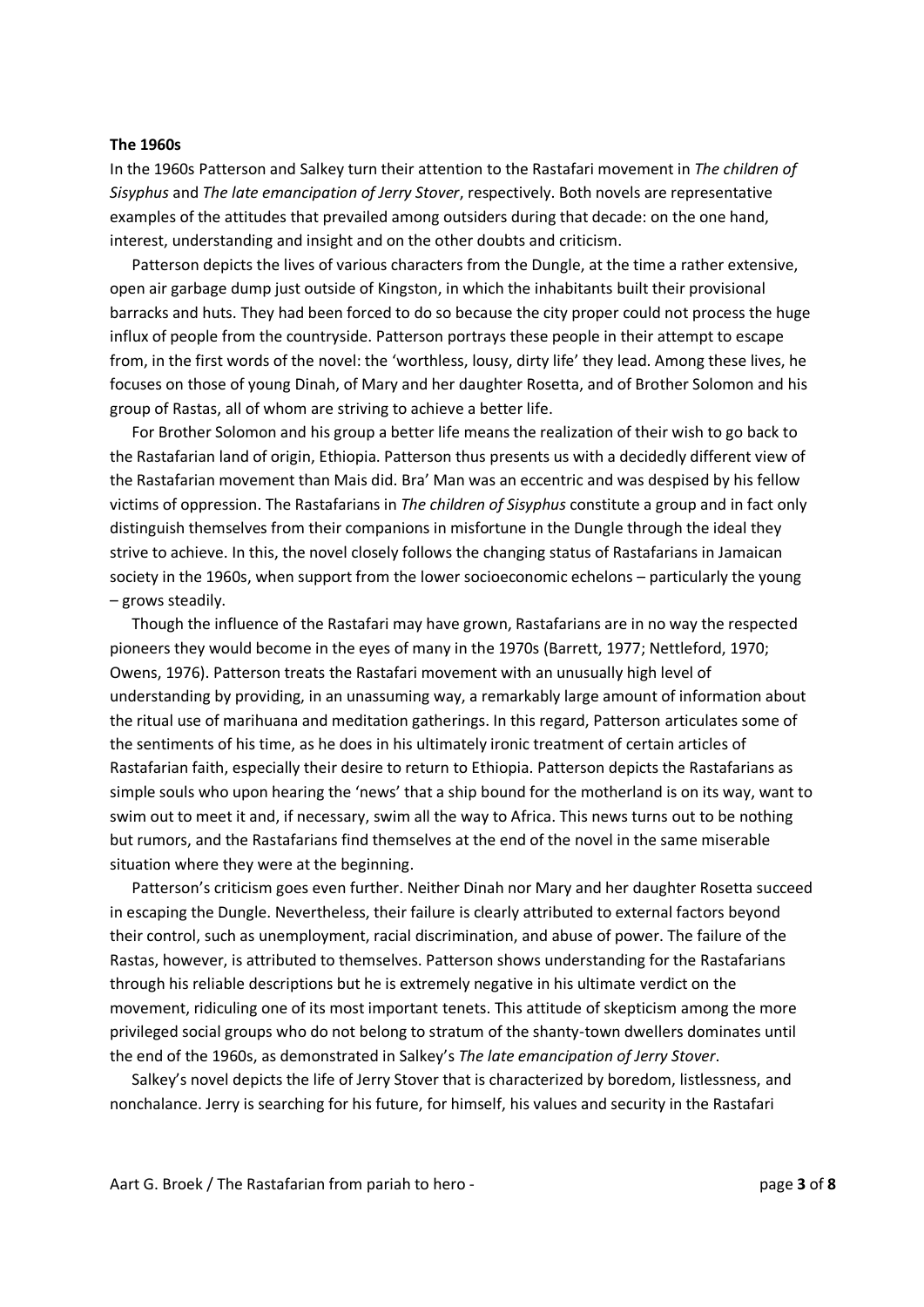**The 1960s**

In the 1960s Patterson and Salkey turn their attention to the Rastafari movement in *The children of Sisyphus* and *The late emancipation of Jerry Stover*, respectively. Both novels are representative examples of the attitudes that prevailed among outsiders during that decade: on the one hand, interest, understanding and insight and on the other doubts and criticism.

Patterson depicts the lives of various characters from the Dungle, at the time a rather extensive, open air garbage dump just outside of Kingston, in which the inhabitants built their provisional barracks and huts. They had been forced to do so because the city proper could not process the huge influx of people from the countryside. Patterson portrays these people in their attempt to escape from, in the first words of the novel: the 'worthless, lousy, dirty life' they lead. Among these lives, he focuses on those of young Dinah, of Mary and her daughter Rosetta, and of Brother Solomon and his group of Rastas, all of whom are striving to achieve a better life.

For Brother Solomon and his group a better life means the realization of their wish to go back to the Rastafarian land of origin, Ethiopia. Patterson thus presents us with a decidedly different view of the Rastafarian movement than Mais did. Bra' Man was an eccentric and was despised by his fellow victims of oppression. The Rastafarians in *The children of Sisyphus* constitute a group and in fact only distinguish themselves from their companions in misfortune in the Dungle through the ideal they strive to achieve. In this, the novel closely follows the changing status of Rastafarians in Jamaican society in the 1960s, when support from the lower socioeconomic echelons – particularly the young – grows steadily.

Though the influence of the Rastafari may have grown, Rastafarians are in no way the respected pioneers they would become in the eyes of many in the 1970s (Barrett, 1977; Nettleford, 1970; Owens, 1976). Patterson treats the Rastafari movement with an unusually high level of understanding by providing, in an unassuming way, a remarkably large amount of information about the ritual use of marihuana and meditation gatherings. In this regard, Patterson articulates some of the sentiments of his time, as he does in his ultimately ironic treatment of certain articles of Rastafarian faith, especially their desire to return to Ethiopia. Patterson depicts the Rastafarians as simple souls who upon hearing the 'news' that a ship bound for the motherland is on its way, want to swim out to meet it and, if necessary, swim all the way to Africa. This news turns out to be nothing but rumors, and the Rastafarians find themselves at the end of the novel in the same miserable situation where they were at the beginning.

Patterson's criticism goes even further. Neither Dinah nor Mary and her daughter Rosetta succeed in escaping the Dungle. Nevertheless, their failure is clearly attributed to external factors beyond their control, such as unemployment, racial discrimination, and abuse of power. The failure of the Rastas, however, is attributed to themselves. Patterson shows understanding for the Rastafarians through his reliable descriptions but he is extremely negative in his ultimate verdict on the movement, ridiculing one of its most important tenets. This attitude of skepticism among the more privileged social groups who do not belong to stratum of the shanty-town dwellers dominates until the end of the 1960s, as demonstrated in Salkey's *The late emancipation of Jerry Stover*.

Salkey's novel depicts the life of Jerry Stover that is characterized by boredom, listlessness, and nonchalance. Jerry is searching for his future, for himself, his values and security in the Rastafari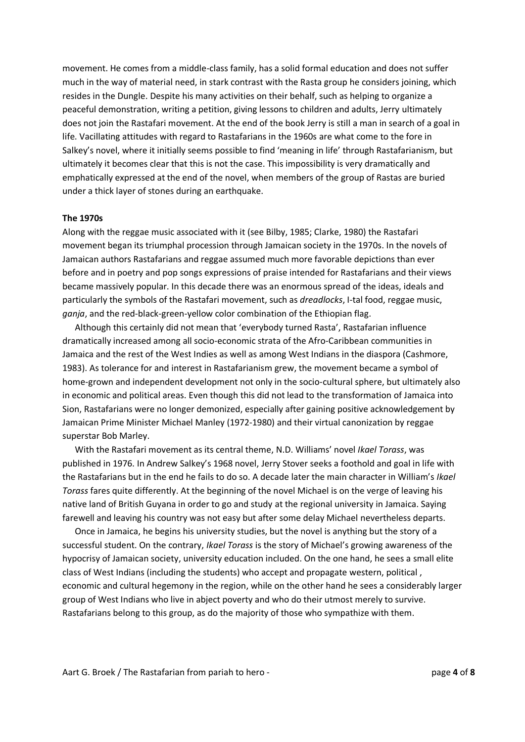movement. He comes from a middle-class family, has a solid formal education and does not suffer much in the way of material need, in stark contrast with the Rasta group he considers joining, which resides in the Dungle. Despite his many activities on their behalf, such as helping to organize a peaceful demonstration, writing a petition, giving lessons to children and adults, Jerry ultimately does not join the Rastafari movement. At the end of the book Jerry is still a man in search of a goal in life. Vacillating attitudes with regard to Rastafarians in the 1960s are what come to the fore in Salkey's novel, where it initially seems possible to find 'meaning in life' through Rastafarianism, but ultimately it becomes clear that this is not the case. This impossibility is very dramatically and emphatically expressed at the end of the novel, when members of the group of Rastas are buried under a thick layer of stones during an earthquake.

**The 1970s**

Along with the reggae music associated with it (see Bilby, 1985; Clarke, 1980) the Rastafari movement began its triumphal procession through Jamaican society in the 1970s. In the novels of Jamaican authors Rastafarians and reggae assumed much more favorable depictions than ever before and in poetry and pop songs expressions of praise intended for Rastafarians and their views became massively popular. In this decade there was an enormous spread of the ideas, ideals and particularly the symbols of the Rastafari movement, such as *dreadlocks*, I-tal food, reggae music, *ganja*, and the red-black-green-yellow color combination of the Ethiopian flag.

Although this certainly did not mean that 'everybody turned Rasta', Rastafarian influence dramatically increased among all socio-economic strata of the Afro-Caribbean communities in Jamaica and the rest of the West Indies as well as among West Indians in the diaspora (Cashmore, 1983). As tolerance for and interest in Rastafarianism grew, the movement became a symbol of home-grown and independent development not only in the socio-cultural sphere, but ultimately also in economic and political areas. Even though this did not lead to the transformation of Jamaica into Sion, Rastafarians were no longer demonized, especially after gaining positive acknowledgement by Jamaican Prime Minister Michael Manley (1972-1980) and their virtual canonization by reggae superstar Bob Marley.

With the Rastafari movement as its central theme, N.D. Williams' novel *Ikael Torass*, was published in 1976. In Andrew Salkey's 1968 novel, Jerry Stover seeks a foothold and goal in life with the Rastafarians but in the end he fails to do so. A decade later the main character in William's *Ikael Torass* fares quite differently. At the beginning of the novel Michael is on the verge of leaving his native land of British Guyana in order to go and study at the regional university in Jamaica. Saying farewell and leaving his country was not easy but after some delay Michael nevertheless departs.

Once in Jamaica, he begins his university studies, but the novel is anything but the story of a successful student. On the contrary, *Ikael Torass* is the story of Michael's growing awareness of the hypocrisy of Jamaican society, university education included. On the one hand, he sees a small elite class of West Indians (including the students) who accept and propagate western, political , economic and cultural hegemony in the region, while on the other hand he sees a considerably larger group of West Indians who live in abject poverty and who do their utmost merely to survive. Rastafarians belong to this group, as do the majority of those who sympathize with them.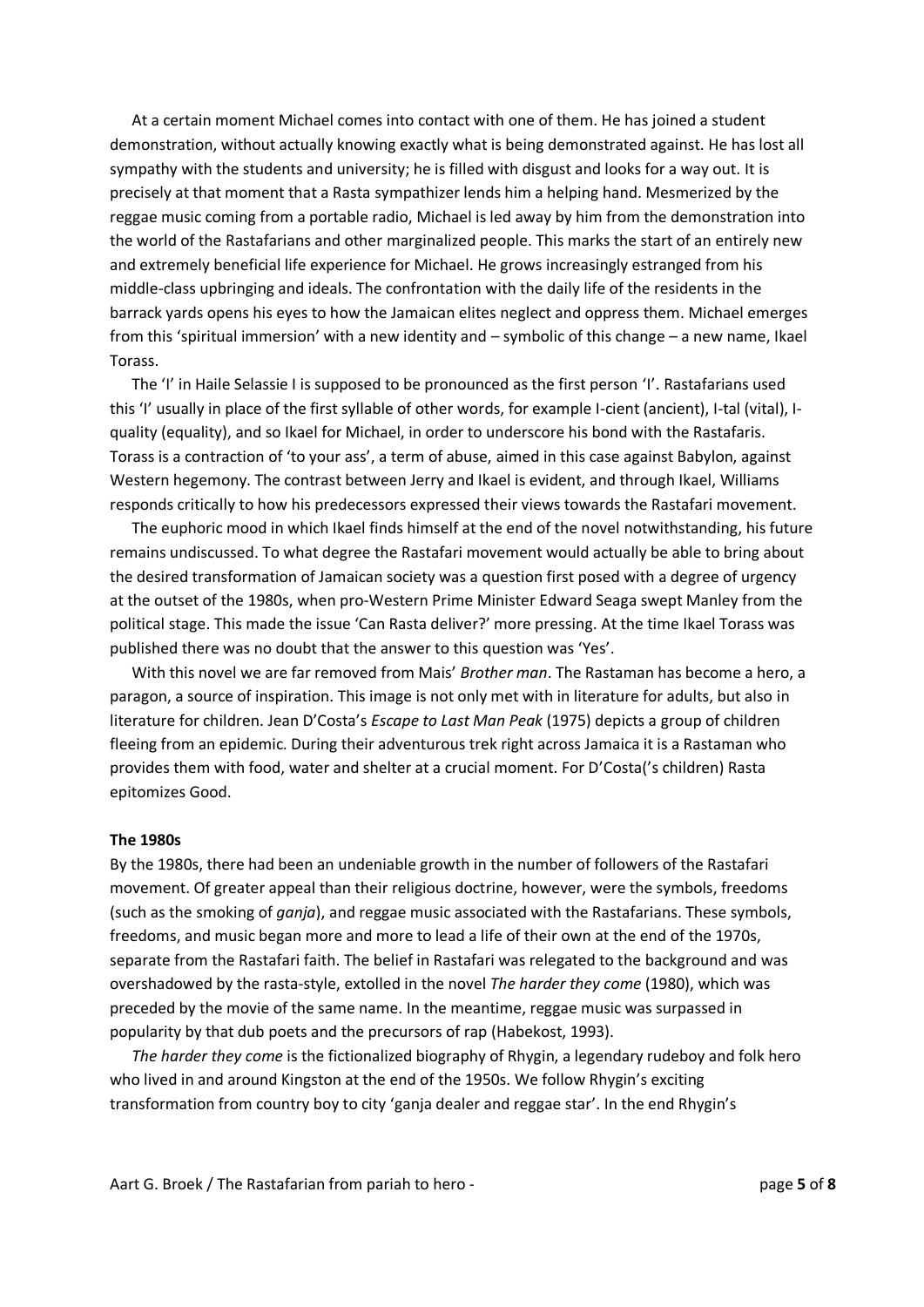At a certain moment Michael comes into contact with one of them. He has joined a student demonstration, without actually knowing exactly what is being demonstrated against. He has lost all sympathy with the students and university; he is filled with disgust and looks for a way out. It is precisely at that moment that a Rasta sympathizer lends him a helping hand. Mesmerized by the reggae music coming from a portable radio, Michael is led away by him from the demonstration into the world of the Rastafarians and other marginalized people. This marks the start of an entirely new and extremely beneficial life experience for Michael. He grows increasingly estranged from his middle-class upbringing and ideals. The confrontation with the daily life of the residents in the barrack yards opens his eyes to how the Jamaican elites neglect and oppress them. Michael emerges from this 'spiritual immersion' with a new identity and – symbolic of this change – a new name, Ikael Torass.

The 'I' in Haile Selassie I is supposed to be pronounced as the first person 'I'. Rastafarians used this 'I' usually in place of the first syllable of other words, for example I-cient (ancient), I-tal (vital), I-quality (equality), and so Ikael for Michael, in order to underscore his bond with the Rastafaris. Torass is a contraction of 'to your ass', a term of abuse, aimed in this case against Babylon, against Western hegemony. The contrast between Jerry and Ikael is evident, and through Ikael, Williams responds critically to how his predecessors expressed their views towards the Rastafari movement.

The euphoric mood in which Ikael finds himself at the end of the novel notwithstanding, his future remains undiscussed. To what degree the Rastafari movement would actually be able to bring about the desired transformation of Jamaican society was a question first posed with a degree of urgency at the outset of the 1980s, when pro-Western Prime Minister Edward Seaga swept Manley from the political stage. This made the issue 'Can Rasta deliver?' more pressing. At the time Ikael Torass was published there was no doubt that the answer to this question was 'Yes'.

With this novel we are far removed from Mais' *Brother man*. The Rastaman has become a hero, a paragon, a source of inspiration. This image is not only met with in literature for adults, but also in literature for children. Jean D'Costa's *Escape to Last Man Peak* (1975) depicts a group of children fleeing from an epidemic. During their adventurous trek right across Jamaica it is a Rastaman who provides them with food, water and shelter at a crucial moment. For D'Costa('s children) Rasta epitomizes Good.

## The 1980s

By the 1980s, there had been an undeniable growth in the number of followers of the Rastafari movement. Of greater appeal than their religious doctrine, however, were the symbols, freedoms (such as the smoking of *ganja*), and reggae music associated with the Rastafarians. These symbols, freedoms, and music began more and more to lead a life of their own at the end of the 1970s, separate from the Rastafari faith. The belief in Rastafari was relegated to the background and was overshadowed by the rasta-style, extolled in the novel *The harder they come* (1980), which was preceded by the movie of the same name. In the meantime, reggae music was surpassed in popularity by that dub poets and the precursors of rap (Habekost, 1993).

*The harder they come* is the fictionalized biography of Rhygin, a legendary rudeboy and folk hero who lived in and around Kingston at the end of the 1950s. We follow Rhygin's exciting transformation from country boy to city 'ganja dealer and reggae star'. In the end Rhygin's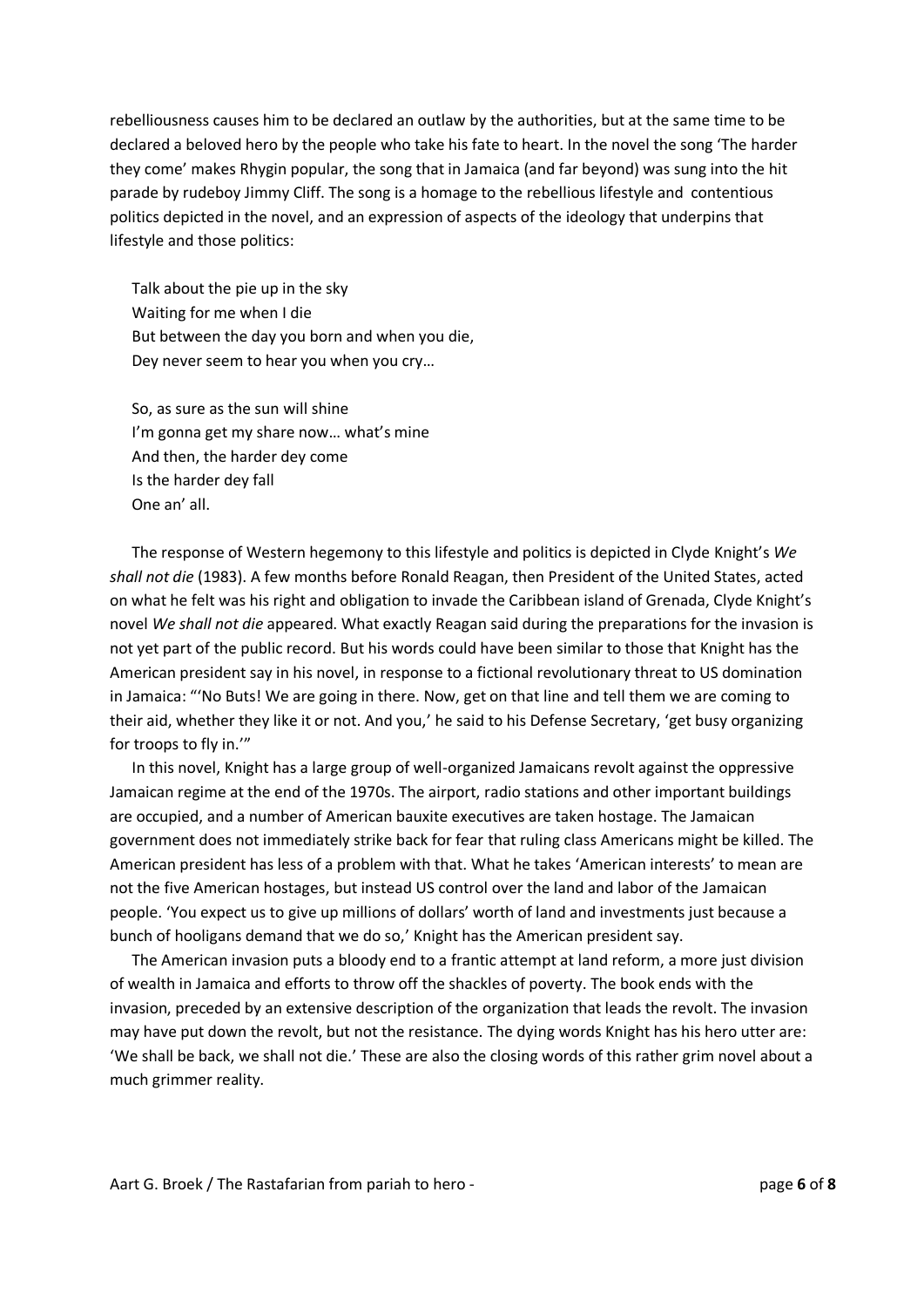rebelliousness causes him to be declared an outlaw by the authorities, but at the same time to be declared a beloved hero by the people who take his fate to heart. In the novel the song 'The harder they come' makes Rhygin popular, the song that in Jamaica (and far beyond) was sung into the hit parade by rudeboy Jimmy Cliff. The song is a homage to the rebellious lifestyle and contentious politics depicted in the novel, and an expression of aspects of the ideology that underpins that lifestyle and those politics:

> Talk about the pie up in the sky  
> Waiting for me when I die  
> But between the day you born and when you die,  
> Dey never seem to hear you when you cry…
>
> So, as sure as the sun will shine  
> I'm gonna get my share now… what's mine  
> And then, the harder dey come  
> Is the harder dey fall  
> One an' all.

The response of Western hegemony to this lifestyle and politics is depicted in Clyde Knight's *We shall not die* (1983). A few months before Ronald Reagan, then President of the United States, acted on what he felt was his right and obligation to invade the Caribbean island of Grenada, Clyde Knight's novel *We shall not die* appeared. What exactly Reagan said during the preparations for the invasion is not yet part of the public record. But his words could have been similar to those that Knight has the American president say in his novel, in response to a fictional revolutionary threat to US domination in Jamaica: "'No Buts! We are going in there. Now, get on that line and tell them we are coming to their aid, whether they like it or not. And you,' he said to his Defense Secretary, 'get busy organizing for troops to fly in.'"

In this novel, Knight has a large group of well-organized Jamaicans revolt against the oppressive Jamaican regime at the end of the 1970s. The airport, radio stations and other important buildings are occupied, and a number of American bauxite executives are taken hostage. The Jamaican government does not immediately strike back for fear that ruling class Americans might be killed. The American president has less of a problem with that. What he takes 'American interests' to mean are not the five American hostages, but instead US control over the land and labor of the Jamaican people. 'You expect us to give up millions of dollars' worth of land and investments just because a bunch of hooligans demand that we do so,' Knight has the American president say.

The American invasion puts a bloody end to a frantic attempt at land reform, a more just division of wealth in Jamaica and efforts to throw off the shackles of poverty. The book ends with the invasion, preceded by an extensive description of the organization that leads the revolt. The invasion may have put down the revolt, but not the resistance. The dying words Knight has his hero utter are: 'We shall be back, we shall not die.' These are also the closing words of this rather grim novel about a much grimmer reality.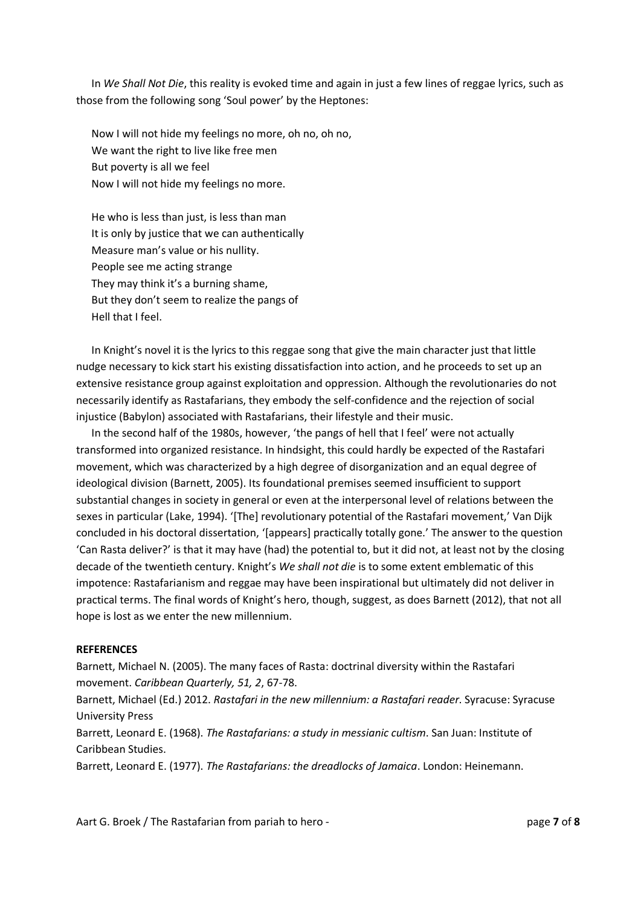In *We Shall Not Die*, this reality is evoked time and again in just a few lines of reggae lyrics, such as those from the following song 'Soul power' by the Heptones:

> Now I will not hide my feelings no more, oh no, oh no,  
> We want the right to live like free men  
> But poverty is all we feel  
> Now I will not hide my feelings no more.
>
> He who is less than just, is less than man  
> It is only by justice that we can authentically  
> Measure man's value or his nullity.  
> People see me acting strange  
> They may think it's a burning shame,  
> But they don't seem to realize the pangs of  
> Hell that I feel.

In Knight's novel it is the lyrics to this reggae song that give the main character just that little nudge necessary to kick start his existing dissatisfaction into action, and he proceeds to set up an extensive resistance group against exploitation and oppression. Although the revolutionaries do not necessarily identify as Rastafarians, they embody the self-confidence and the rejection of social injustice (Babylon) associated with Rastafarians, their lifestyle and their music.

In the second half of the 1980s, however, 'the pangs of hell that I feel' were not actually transformed into organized resistance. In hindsight, this could hardly be expected of the Rastafari movement, which was characterized by a high degree of disorganization and an equal degree of ideological division (Barnett, 2005). Its foundational premises seemed insufficient to support substantial changes in society in general or even at the interpersonal level of relations between the sexes in particular (Lake, 1994). '[The] revolutionary potential of the Rastafari movement,' Van Dijk concluded in his doctoral dissertation, '[appears] practically totally gone.' The answer to the question 'Can Rasta deliver?' is that it may have (had) the potential to, but it did not, at least not by the closing decade of the twentieth century. Knight's *We shall not die* is to some extent emblematic of this impotence: Rastafarianism and reggae may have been inspirational but ultimately did not deliver in practical terms. The final words of Knight's hero, though, suggest, as does Barnett (2012), that not all hope is lost as we enter the new millennium.

**REFERENCES**

Barnett, Michael N. (2005). The many faces of Rasta: doctrinal diversity within the Rastafari movement. *Caribbean Quarterly, 51, 2*, 67-78.

Barnett, Michael (Ed.) 2012. *Rastafari in the new millennium: a Rastafari reader*. Syracuse: Syracuse University Press

Barrett, Leonard E. (1968). *The Rastafarians: a study in messianic cultism*. San Juan: Institute of Caribbean Studies.

Barrett, Leonard E. (1977). *The Rastafarians: the dreadlocks of Jamaica*. London: Heinemann.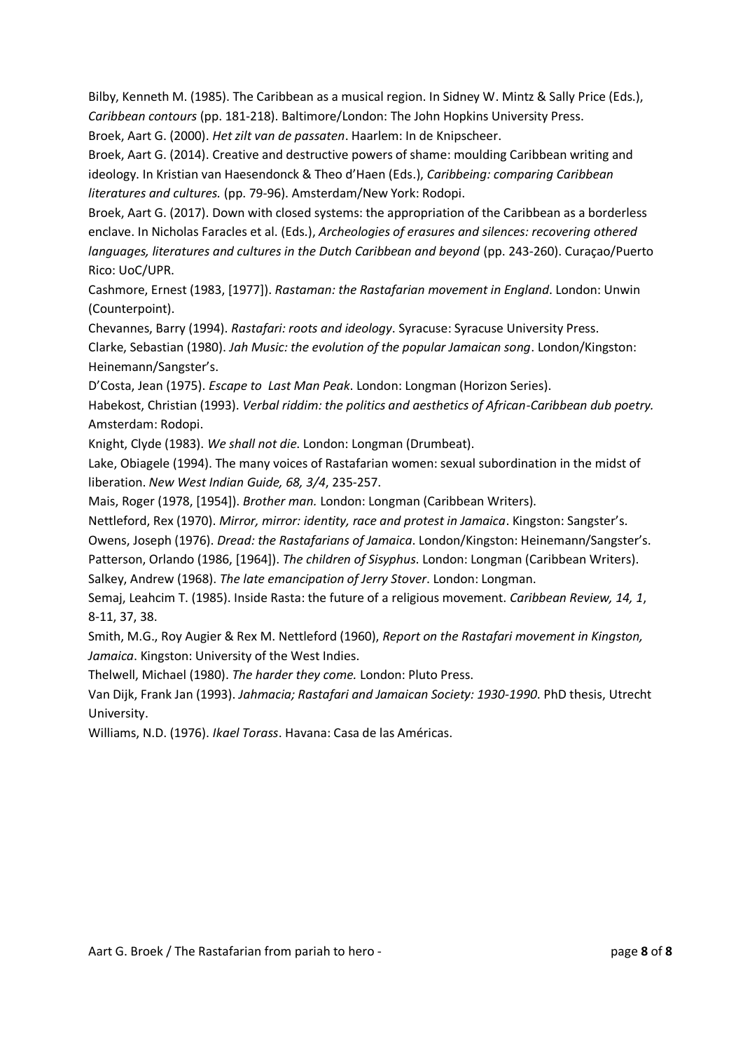Bilby, Kenneth M. (1985). The Caribbean as a musical region. In Sidney W. Mintz & Sally Price (Eds.), *Caribbean contours* (pp. 181-218). Baltimore/London: The John Hopkins University Press.

Broek, Aart G. (2000). *Het zilt van de passaten*. Haarlem: In de Knipscheer.

Broek, Aart G. (2014). Creative and destructive powers of shame: moulding Caribbean writing and ideology. In Kristian van Haesendonck & Theo d'Haen (Eds.), *Caribbeing: comparing Caribbean literatures and cultures.* (pp. 79-96). Amsterdam/New York: Rodopi.

Broek, Aart G. (2017). Down with closed systems: the appropriation of the Caribbean as a borderless enclave. In Nicholas Faracles et al. (Eds.), *Archeologies of erasures and silences: recovering othered languages, literatures and cultures in the Dutch Caribbean and beyond* (pp. 243-260). Curaçao/Puerto Rico: UoC/UPR.

Cashmore, Ernest (1983, [1977]). *Rastaman: the Rastafarian movement in England*. London: Unwin (Counterpoint).

Chevannes, Barry (1994). *Rastafari: roots and ideology*. Syracuse: Syracuse University Press.

Clarke, Sebastian (1980). *Jah Music: the evolution of the popular Jamaican song*. London/Kingston: Heinemann/Sangster's.

D'Costa, Jean (1975). *Escape to Last Man Peak*. London: Longman (Horizon Series).

Habekost, Christian (1993). *Verbal riddim: the politics and aesthetics of African-Caribbean dub poetry.* Amsterdam: Rodopi.

Knight, Clyde (1983). *We shall not die.* London: Longman (Drumbeat).

Lake, Obiagele (1994). The many voices of Rastafarian women: sexual subordination in the midst of liberation. *New West Indian Guide, 68, 3/4*, 235-257.

Mais, Roger (1978, [1954]). *Brother man.* London: Longman (Caribbean Writers).

Nettleford, Rex (1970). *Mirror, mirror: identity, race and protest in Jamaica*. Kingston: Sangster's.

Owens, Joseph (1976). *Dread: the Rastafarians of Jamaica*. London/Kingston: Heinemann/Sangster's.

Patterson, Orlando (1986, [1964]). *The children of Sisyphus*. London: Longman (Caribbean Writers).

Salkey, Andrew (1968). *The late emancipation of Jerry Stover*. London: Longman.

Semaj, Leahcim T. (1985). Inside Rasta: the future of a religious movement. *Caribbean Review, 14, 1*, 8-11, 37, 38.

Smith, M.G., Roy Augier & Rex M. Nettleford (1960), *Report on the Rastafari movement in Kingston, Jamaica*. Kingston: University of the West Indies.

Thelwell, Michael (1980). *The harder they come.* London: Pluto Press.

Van Dijk, Frank Jan (1993). *Jahmacia; Rastafari and Jamaican Society: 1930-1990.* PhD thesis, Utrecht University.

Williams, N.D. (1976). *Ikael Torass*. Havana: Casa de las Américas.